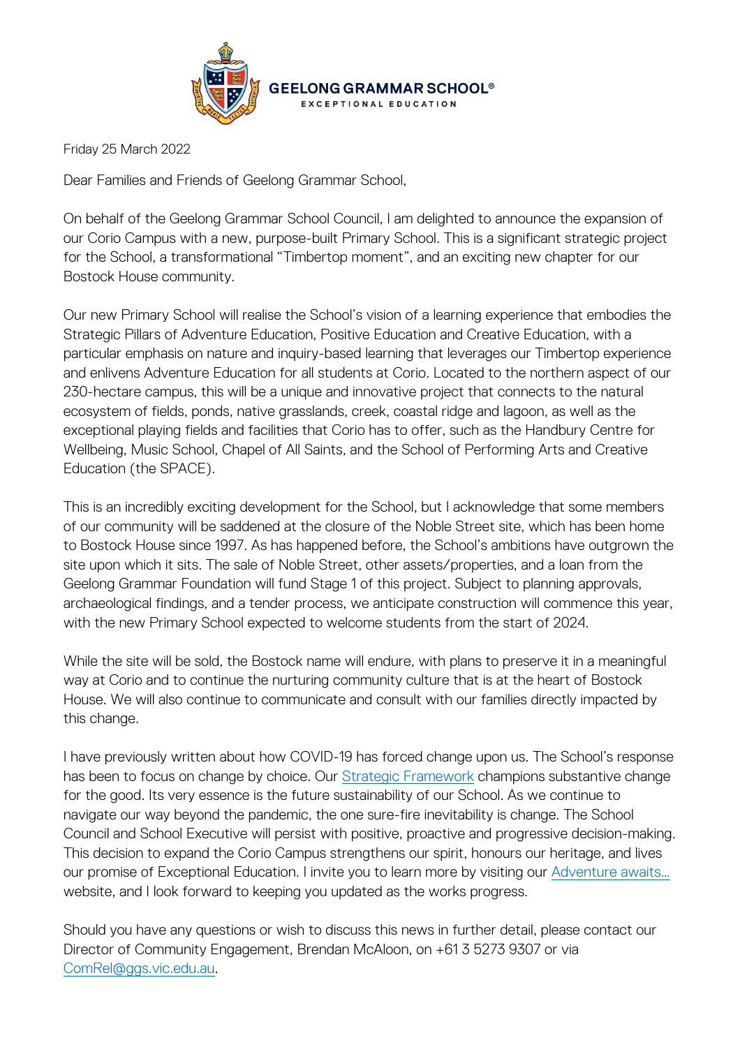GEELONG GRAMMAR SCHOOL®
EXCEPTIONAL EDUCATION

Friday 25 March 2022

Dear Families and Friends of Geelong Grammar School,

On behalf of the Geelong Grammar School Council, I am delighted to announce the expansion of our Corio Campus with a new, purpose-built Primary School. This is a significant strategic project for the School, a transformational "Timbertop moment", and an exciting new chapter for our Bostock House community.

Our new Primary School will realise the School's vision of a learning experience that embodies the Strategic Pillars of Adventure Education, Positive Education and Creative Education, with a particular emphasis on nature and inquiry-based learning that leverages our Timbertop experience and enlivens Adventure Education for all students at Corio. Located to the northern aspect of our 230-hectare campus, this will be a unique and innovative project that connects to the natural ecosystem of fields, ponds, native grasslands, creek, coastal ridge and lagoon, as well as the exceptional playing fields and facilities that Corio has to offer, such as the Handbury Centre for Wellbeing, Music School, Chapel of All Saints, and the School of Performing Arts and Creative Education (the SPACE).

This is an incredibly exciting development for the School, but I acknowledge that some members of our community will be saddened at the closure of the Noble Street site, which has been home to Bostock House since 1997. As has happened before, the School's ambitions have outgrown the site upon which it sits. The sale of Noble Street, other assets/properties, and a loan from the Geelong Grammar Foundation will fund Stage 1 of this project. Subject to planning approvals, archaeological findings, and a tender process, we anticipate construction will commence this year, with the new Primary School expected to welcome students from the start of 2024.

While the site will be sold, the Bostock name will endure, with plans to preserve it in a meaningful way at Corio and to continue the nurturing community culture that is at the heart of Bostock House. We will also continue to communicate and consult with our families directly impacted by this change.

I have previously written about how COVID-19 has forced change upon us. The School's response has been to focus on change by choice. Our Strategic Framework champions substantive change for the good. Its very essence is the future sustainability of our School. As we continue to navigate our way beyond the pandemic, the one sure-fire inevitability is change. The School Council and School Executive will persist with positive, proactive and progressive decision-making. This decision to expand the Corio Campus strengthens our spirit, honours our heritage, and lives our promise of Exceptional Education. I invite you to learn more by visiting our Adventure awaits… website, and I look forward to keeping you updated as the works progress.

Should you have any questions or wish to discuss this news in further detail, please contact our Director of Community Engagement, Brendan McAloon, on +61 3 5273 9307 or via ComRel@ggs.vic.edu.au.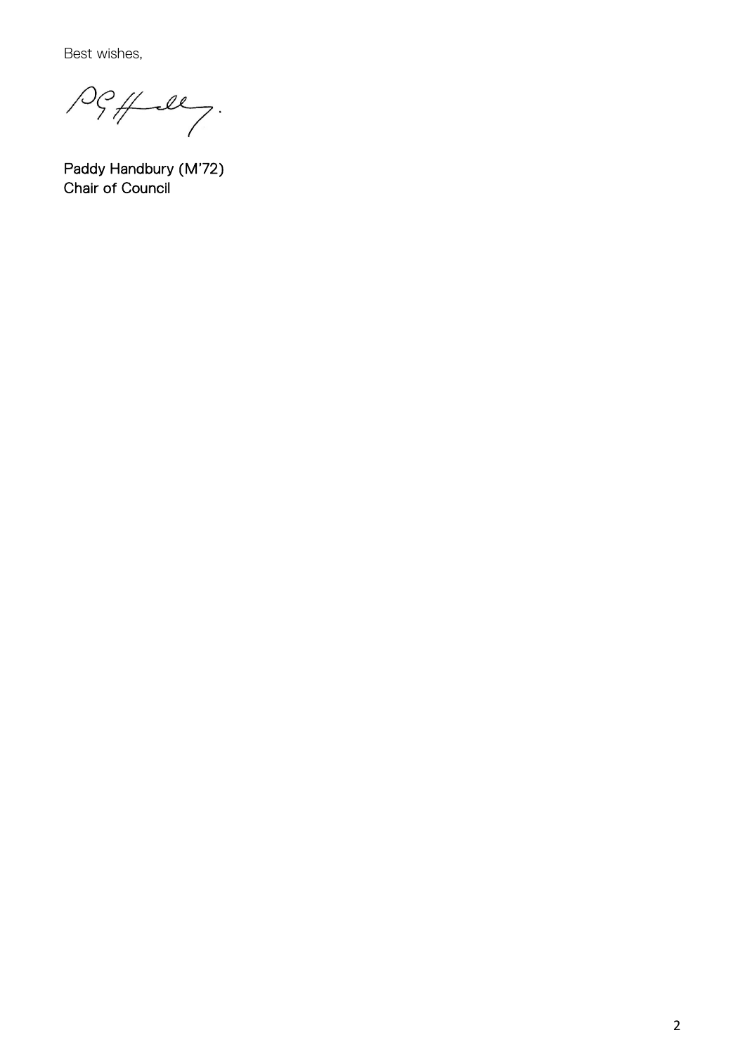Best wishes,

Paddy Handbury (M'72)
Chair of Council